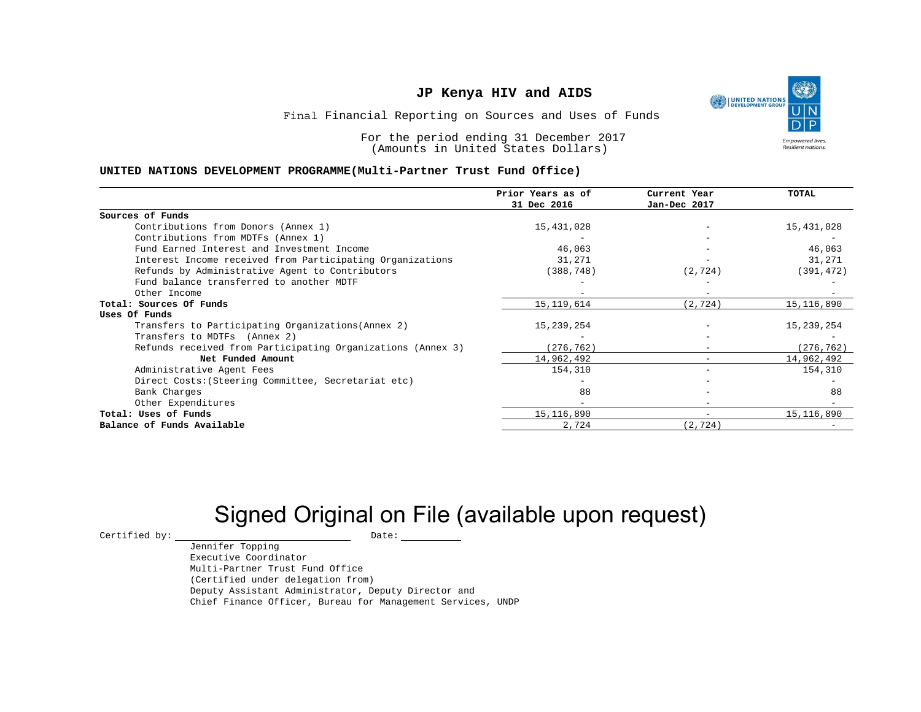# JP Kenya HIV and AIDS

Final Financial Reporting on Sources and Uses of Funds

For the period ending 31 December 2017
(Amounts in United States Dollars)

**UNITED NATIONS DEVELOPMENT PROGRAMME(Multi-Partner Trust Fund Office)**

| | Prior Years as of 31 Dec 2016 | Current Year Jan-Dec 2017 | TOTAL |
|---|---|---|---|
| **Sources of Funds** | | | |
| Contributions from Donors (Annex 1) | 15,431,028 | - | 15,431,028 |
| Contributions from MDTFs (Annex 1) | - | - | - |
| Fund Earned Interest and Investment Income | 46,063 | - | 46,063 |
| Interest Income received from Participating Organizations | 31,271 | - | 31,271 |
| Refunds by Administrative Agent to Contributors | (388,748) | (2,724) | (391,472) |
| Fund balance transferred to another MDTF | - | - | - |
| Other Income | - | - | - |
| **Total: Sources Of Funds** | 15,119,614 | (2,724) | 15,116,890 |
| **Uses Of Funds** | | | |
| Transfers to Participating Organizations(Annex 2) | 15,239,254 | - | 15,239,254 |
| Transfers to MDTFs (Annex 2) | - | - | - |
| Refunds received from Participating Organizations (Annex 3) | (276,762) | - | (276,762) |
| **Net Funded Amount** | 14,962,492 | - | 14,962,492 |
| Administrative Agent Fees | 154,310 | - | 154,310 |
| Direct Costs:(Steering Committee, Secretariat etc) | - | - | - |
| Bank Charges | 88 | - | 88 |
| Other Expenditures | - | - | - |
| **Total: Uses of Funds** | 15,116,890 | - | 15,116,890 |
| **Balance of Funds Available** | 2,724 | (2,724) | - |

Signed Original on File (available upon request)

Certified by: ______________________ Date: __________

Jennifer Topping
Executive Coordinator
Multi-Partner Trust Fund Office
(Certified under delegation from)
Deputy Assistant Administrator, Deputy Director and
Chief Finance Officer, Bureau for Management Services, UNDP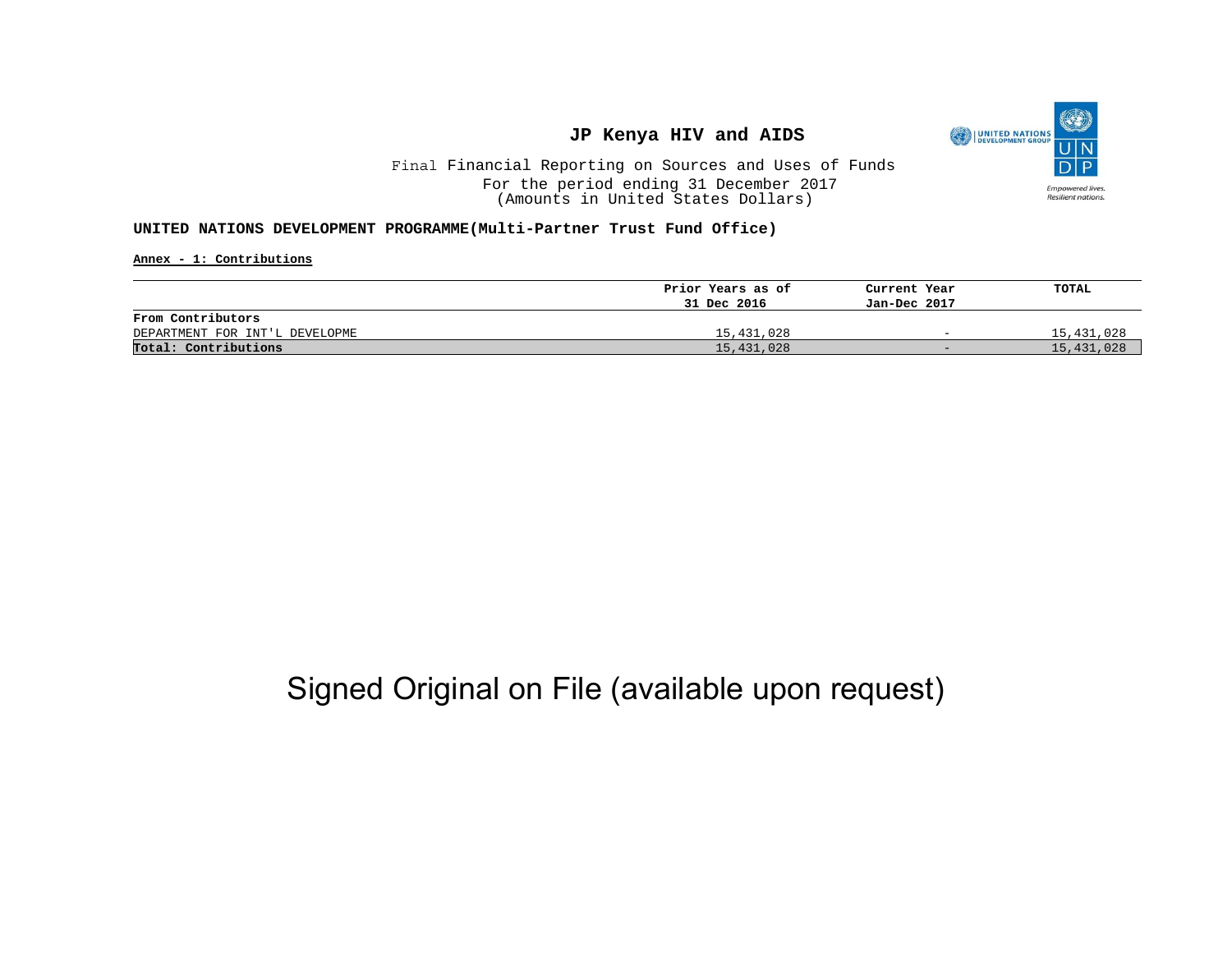# JP Kenya HIV and AIDS

Final Financial Reporting on Sources and Uses of Funds
For the period ending 31 December 2017
(Amounts in United States Dollars)

**UNITED NATIONS DEVELOPMENT PROGRAMME(Multi-Partner Trust Fund Office)**

**Annex - 1: Contributions**

| | Prior Years as of 31 Dec 2016 | Current Year Jan-Dec 2017 | TOTAL |
|---|---|---|---|
| **From Contributors** | | | |
| DEPARTMENT FOR INT'L DEVELOPME | 15,431,028 | - | 15,431,028 |
| **Total: Contributions** | 15,431,028 | - | 15,431,028 |

Signed Original on File (available upon request)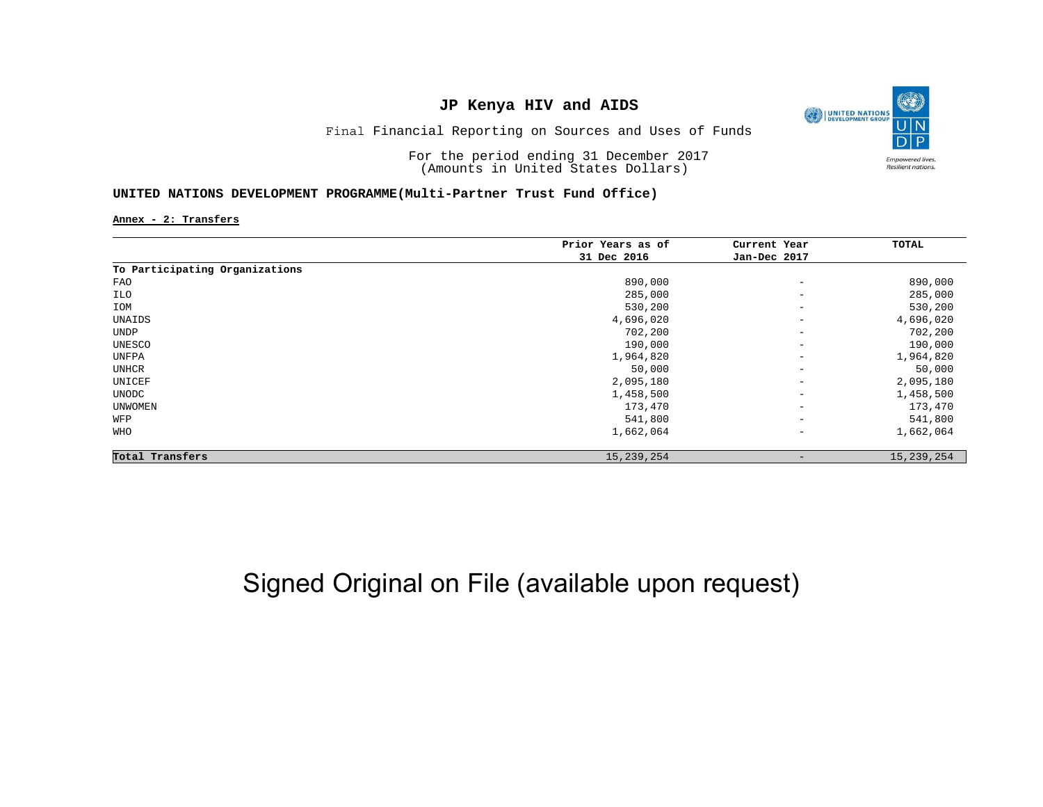# JP Kenya HIV and AIDS

Final Financial Reporting on Sources and Uses of Funds

For the period ending 31 December 2017
(Amounts in United States Dollars)

**UNITED NATIONS DEVELOPMENT PROGRAMME(Multi-Partner Trust Fund Office)**

**Annex - 2: Transfers**

| | Prior Years as of 31 Dec 2016 | Current Year Jan-Dec 2017 | TOTAL |
|---|---|---|---|
| **To Participating Organizations** | | | |
| FAO | 890,000 | - | 890,000 |
| ILO | 285,000 | - | 285,000 |
| IOM | 530,200 | - | 530,200 |
| UNAIDS | 4,696,020 | - | 4,696,020 |
| UNDP | 702,200 | - | 702,200 |
| UNESCO | 190,000 | - | 190,000 |
| UNFPA | 1,964,820 | - | 1,964,820 |
| UNHCR | 50,000 | - | 50,000 |
| UNICEF | 2,095,180 | - | 2,095,180 |
| UNODC | 1,458,500 | - | 1,458,500 |
| UNWOMEN | 173,470 | - | 173,470 |
| WFP | 541,800 | - | 541,800 |
| WHO | 1,662,064 | - | 1,662,064 |
| **Total Transfers** | 15,239,254 | - | 15,239,254 |

Signed Original on File (available upon request)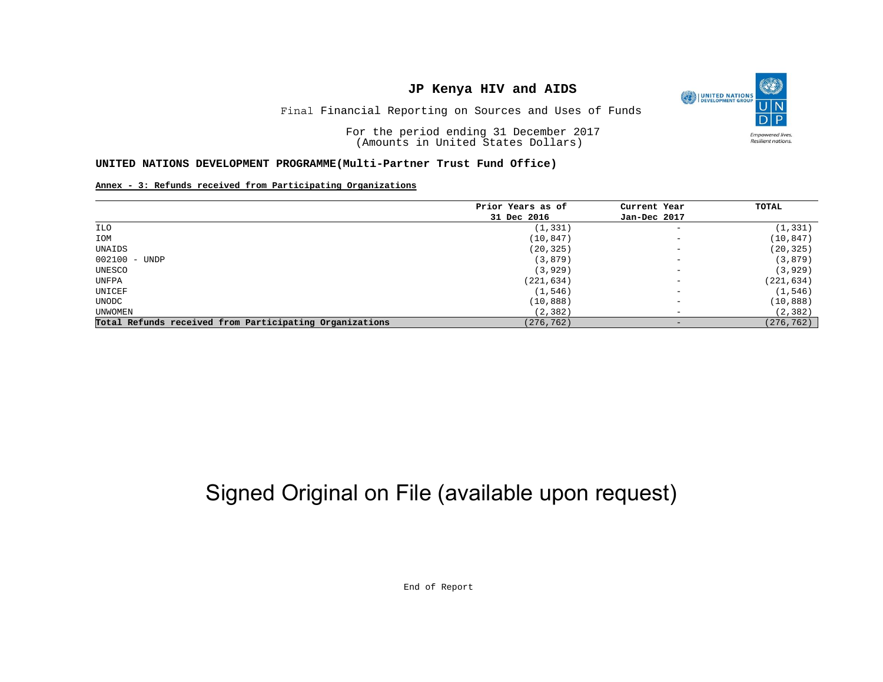# JP Kenya HIV and AIDS

Final Financial Reporting on Sources and Uses of Funds

For the period ending 31 December 2017
(Amounts in United States Dollars)

**UNITED NATIONS DEVELOPMENT PROGRAMME(Multi-Partner Trust Fund Office)**

**Annex - 3: Refunds received from Participating Organizations**

| | Prior Years as of 31 Dec 2016 | Current Year Jan-Dec 2017 | TOTAL |
|---|---|---|---|
| ILO | (1,331) | - | (1,331) |
| IOM | (10,847) | - | (10,847) |
| UNAIDS | (20,325) | - | (20,325) |
| 002100 - UNDP | (3,879) | - | (3,879) |
| UNESCO | (3,929) | - | (3,929) |
| UNFPA | (221,634) | - | (221,634) |
| UNICEF | (1,546) | - | (1,546) |
| UNODC | (10,888) | - | (10,888) |
| UNWOMEN | (2,382) | - | (2,382) |
| **Total Refunds received from Participating Organizations** | (276,762) | - | (276,762) |

Signed Original on File (available upon request)

End of Report